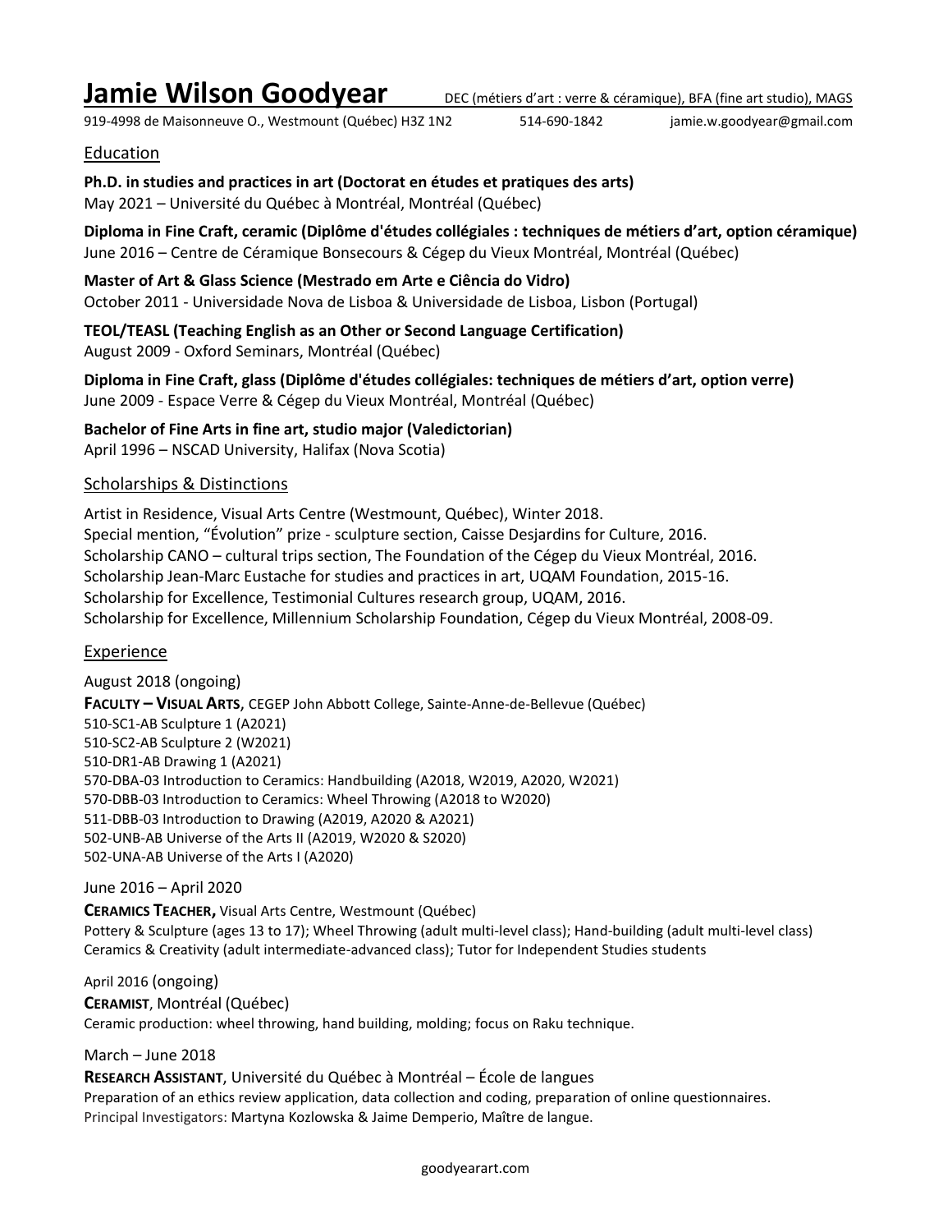# Jamie Wilson Goodyear

DEC (métiers d'art : verre & céramique), BFA (fine art studio), MAGS

919-4998 de Maisonneuve O., Westmount (Québec) H3Z 1N2 514-690-1842 jamie.w.goodyear@gmail.com

## Education

**Ph.D. in studies and practices in art (Doctorat en études et pratiques des arts)**
May 2021 – Université du Québec à Montréal, Montréal (Québec)

**Diploma in Fine Craft, ceramic (Diplôme d'études collégiales : techniques de métiers d'art, option céramique)**
June 2016 – Centre de Céramique Bonsecours & Cégep du Vieux Montréal, Montréal (Québec)

**Master of Art & Glass Science (Mestrado em Arte e Ciência do Vidro)**
October 2011 - Universidade Nova de Lisboa & Universidade de Lisboa, Lisbon (Portugal)

**TEOL/TEASL (Teaching English as an Other or Second Language Certification)**
August 2009 - Oxford Seminars, Montréal (Québec)

**Diploma in Fine Craft, glass (Diplôme d'études collégiales: techniques de métiers d'art, option verre)**
June 2009 - Espace Verre & Cégep du Vieux Montréal, Montréal (Québec)

**Bachelor of Fine Arts in fine art, studio major (Valedictorian)**
April 1996 – NSCAD University, Halifax (Nova Scotia)

## Scholarships & Distinctions

Artist in Residence, Visual Arts Centre (Westmount, Québec), Winter 2018.
Special mention, "Évolution" prize - sculpture section, Caisse Desjardins for Culture, 2016.
Scholarship CANO – cultural trips section, The Foundation of the Cégep du Vieux Montréal, 2016.
Scholarship Jean-Marc Eustache for studies and practices in art, UQAM Foundation, 2015-16.
Scholarship for Excellence, Testimonial Cultures research group, UQAM, 2016.
Scholarship for Excellence, Millennium Scholarship Foundation, Cégep du Vieux Montréal, 2008-09.

## Experience

August 2018 (ongoing)
**FACULTY – VISUAL ARTS**, CEGEP John Abbott College, Sainte-Anne-de-Bellevue (Québec)
510-SC1-AB Sculpture 1 (A2021)
510-SC2-AB Sculpture 2 (W2021)
510-DR1-AB Drawing 1 (A2021)
570-DBA-03 Introduction to Ceramics: Handbuilding (A2018, W2019, A2020, W2021)
570-DBB-03 Introduction to Ceramics: Wheel Throwing (A2018 to W2020)
511-DBB-03 Introduction to Drawing (A2019, A2020 & A2021)
502-UNB-AB Universe of the Arts II (A2019, W2020 & S2020)
502-UNA-AB Universe of the Arts I (A2020)

June 2016 – April 2020
**CERAMICS TEACHER,** Visual Arts Centre, Westmount (Québec)
Pottery & Sculpture (ages 13 to 17); Wheel Throwing (adult multi-level class); Hand-building (adult multi-level class)
Ceramics & Creativity (adult intermediate-advanced class); Tutor for Independent Studies students

April 2016 (ongoing)
**CERAMIST**, Montréal (Québec)
Ceramic production: wheel throwing, hand building, molding; focus on Raku technique.

March – June 2018
**RESEARCH ASSISTANT**, Université du Québec à Montréal – École de langues
Preparation of an ethics review application, data collection and coding, preparation of online questionnaires.
Principal Investigators: Martyna Kozlowska & Jaime Demperio, Maître de langue.

goodyearart.com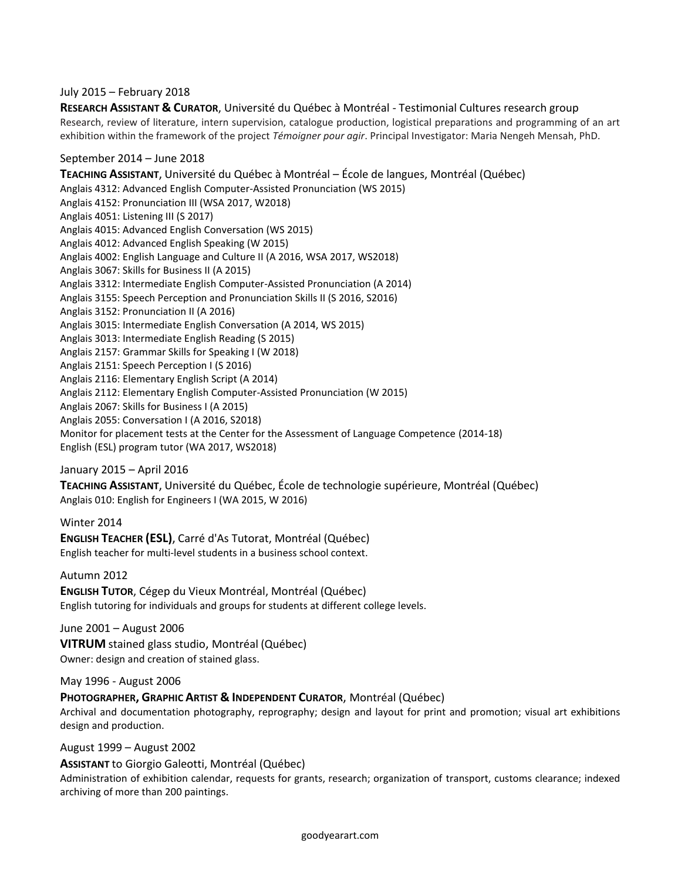July 2015 – February 2018

**RESEARCH ASSISTANT & CURATOR**, Université du Québec à Montréal - Testimonial Cultures research group

Research, review of literature, intern supervision, catalogue production, logistical preparations and programming of an art exhibition within the framework of the project *Témoigner pour agir*. Principal Investigator: Maria Nengeh Mensah, PhD.

September 2014 – June 2018

**TEACHING ASSISTANT**, Université du Québec à Montréal – École de langues, Montréal (Québec)

Anglais 4312: Advanced English Computer-Assisted Pronunciation (WS 2015)
Anglais 4152: Pronunciation III (WSA 2017, W2018)
Anglais 4051: Listening III (S 2017)
Anglais 4015: Advanced English Conversation (WS 2015)
Anglais 4012: Advanced English Speaking (W 2015)
Anglais 4002: English Language and Culture II (A 2016, WSA 2017, WS2018)
Anglais 3067: Skills for Business II (A 2015)
Anglais 3312: Intermediate English Computer-Assisted Pronunciation (A 2014)
Anglais 3155: Speech Perception and Pronunciation Skills II (S 2016, S2016)
Anglais 3152: Pronunciation II (A 2016)
Anglais 3015: Intermediate English Conversation (A 2014, WS 2015)
Anglais 3013: Intermediate English Reading (S 2015)
Anglais 2157: Grammar Skills for Speaking I (W 2018)
Anglais 2151: Speech Perception I (S 2016)
Anglais 2116: Elementary English Script (A 2014)
Anglais 2112: Elementary English Computer-Assisted Pronunciation (W 2015)
Anglais 2067: Skills for Business I (A 2015)
Anglais 2055: Conversation I (A 2016, S2018)
Monitor for placement tests at the Center for the Assessment of Language Competence (2014-18)
English (ESL) program tutor (WA 2017, WS2018)

January 2015 – April 2016

**TEACHING ASSISTANT**, Université du Québec, École de technologie supérieure, Montréal (Québec)

Anglais 010: English for Engineers I (WA 2015, W 2016)

Winter 2014

**ENGLISH TEACHER (ESL)**, Carré d'As Tutorat, Montréal (Québec)

English teacher for multi-level students in a business school context.

Autumn 2012

**ENGLISH TUTOR**, Cégep du Vieux Montréal, Montréal (Québec)

English tutoring for individuals and groups for students at different college levels.

June 2001 – August 2006

**VITRUM** stained glass studio, Montréal (Québec)

Owner: design and creation of stained glass.

May 1996 - August 2006

**PHOTOGRAPHER, GRAPHIC ARTIST & INDEPENDENT CURATOR**, Montréal (Québec)

Archival and documentation photography, reprography; design and layout for print and promotion; visual art exhibitions design and production.

August 1999 – August 2002

**ASSISTANT** to Giorgio Galeotti, Montréal (Québec)

Administration of exhibition calendar, requests for grants, research; organization of transport, customs clearance; indexed archiving of more than 200 paintings.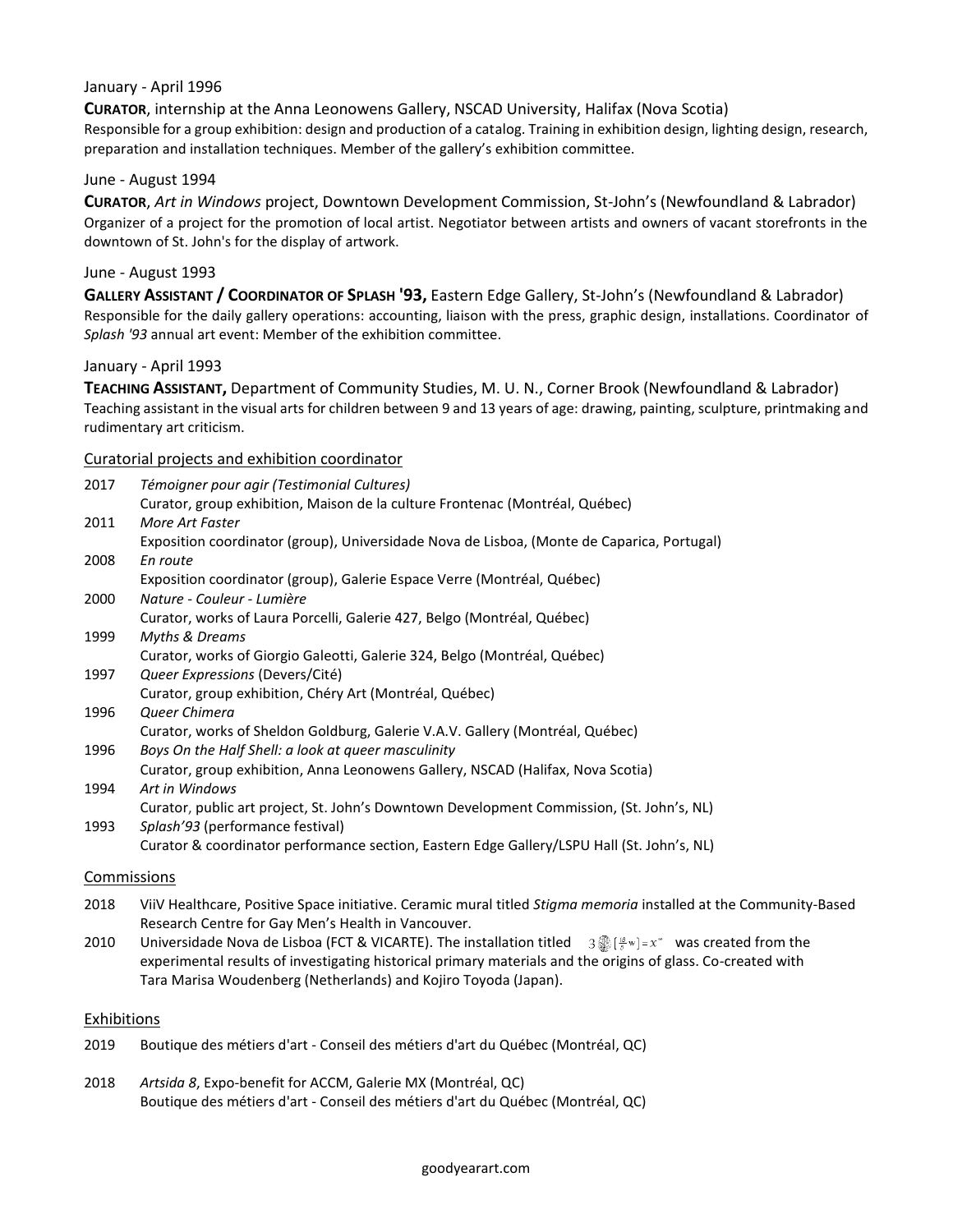January - April 1996

**CURATOR**, internship at the Anna Leonowens Gallery, NSCAD University, Halifax (Nova Scotia)
Responsible for a group exhibition: design and production of a catalog. Training in exhibition design, lighting design, research, preparation and installation techniques. Member of the gallery's exhibition committee.

June - August 1994

**CURATOR**, *Art in Windows* project, Downtown Development Commission, St-John's (Newfoundland & Labrador)
Organizer of a project for the promotion of local artist. Negotiator between artists and owners of vacant storefronts in the downtown of St. John's for the display of artwork.

June - August 1993

**GALLERY ASSISTANT / COORDINATOR OF SPLASH '93,** Eastern Edge Gallery, St-John's (Newfoundland & Labrador)
Responsible for the daily gallery operations: accounting, liaison with the press, graphic design, installations. Coordinator of *Splash '93* annual art event: Member of the exhibition committee.

January - April 1993

**TEACHING ASSISTANT,** Department of Community Studies, M. U. N., Corner Brook (Newfoundland & Labrador)
Teaching assistant in the visual arts for children between 9 and 13 years of age: drawing, painting, sculpture, printmaking and rudimentary art criticism.

## Curatorial projects and exhibition coordinator

2017 *Témoigner pour agir (Testimonial Cultures)*
Curator, group exhibition, Maison de la culture Frontenac (Montréal, Québec)

2011 *More Art Faster*
Exposition coordinator (group), Universidade Nova de Lisboa, (Monte de Caparica, Portugal)

2008 *En route*
Exposition coordinator (group), Galerie Espace Verre (Montréal, Québec)

2000 *Nature - Couleur - Lumière*
Curator, works of Laura Porcelli, Galerie 427, Belgo (Montréal, Québec)

1999 *Myths & Dreams*
Curator, works of Giorgio Galeotti, Galerie 324, Belgo (Montréal, Québec)

1997 *Queer Expressions* (Devers/Cité)
Curator, group exhibition, Chéry Art (Montréal, Québec)

1996 *Queer Chimera*
Curator, works of Sheldon Goldburg, Galerie V.A.V. Gallery (Montréal, Québec)

1996 *Boys On the Half Shell: a look at queer masculinity*
Curator, group exhibition, Anna Leonowens Gallery, NSCAD (Halifax, Nova Scotia)

1994 *Art in Windows*
Curator, public art project, St. John's Downtown Development Commission, (St. John's, NL)

1993 *Splash'93* (performance festival)
Curator & coordinator performance section, Eastern Edge Gallery/LSPU Hall (St. John's, NL)

## Commissions

2018 ViiV Healthcare, Positive Space initiative. Ceramic mural titled *Stigma memoria* installed at the Community-Based Research Centre for Gay Men's Health in Vancouver.

2010 Universidade Nova de Lisboa (FCT & VICARTE). The installation titled $3 ❀ [\frac{12}{7}w] = x^{w}$ was created from the experimental results of investigating historical primary materials and the origins of glass. Co-created with Tara Marisa Woudenberg (Netherlands) and Kojiro Toyoda (Japan).

## Exhibitions

2019 Boutique des métiers d'art - Conseil des métiers d'art du Québec (Montréal, QC)

2018 *Artsida 8*, Expo-benefit for ACCM, Galerie MX (Montréal, QC)
Boutique des métiers d'art - Conseil des métiers d'art du Québec (Montréal, QC)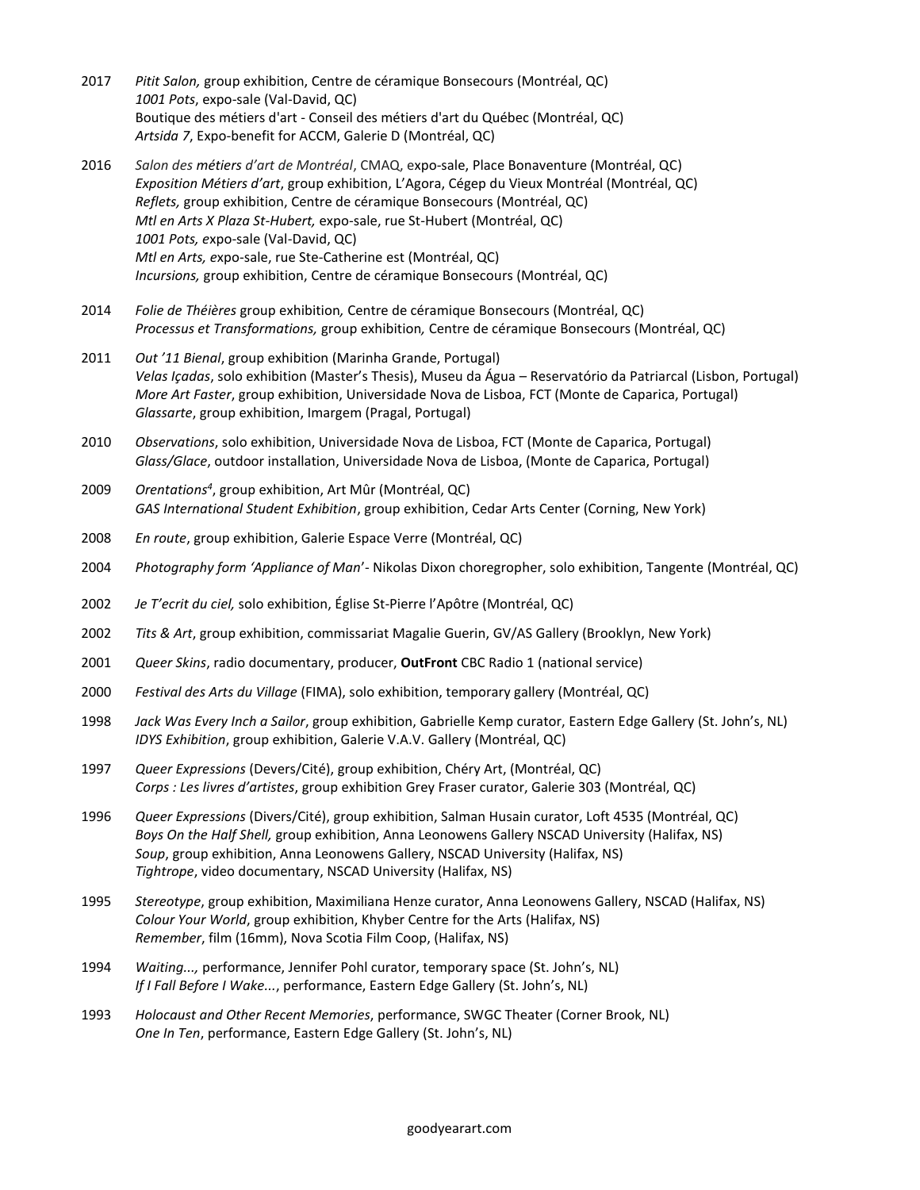2017 *Pitit Salon,* group exhibition, Centre de céramique Bonsecours (Montréal, QC)
*1001 Pots*, expo-sale (Val-David, QC)
Boutique des métiers d'art - Conseil des métiers d'art du Québec (Montréal, QC)
*Artsida 7*, Expo-benefit for ACCM, Galerie D (Montréal, QC)

2016 *Salon des métiers d'art de Montréal*, CMAQ, expo-sale, Place Bonaventure (Montréal, QC)
*Exposition Métiers d'art*, group exhibition, L'Agora, Cégep du Vieux Montréal (Montréal, QC)
*Reflets,* group exhibition, Centre de céramique Bonsecours (Montréal, QC)
*Mtl en Arts X Plaza St-Hubert,* expo-sale, rue St-Hubert (Montréal, QC)
*1001 Pots, e*xpo-sale (Val-David, QC)
*Mtl en Arts, e*xpo-sale, rue Ste-Catherine est (Montréal, QC)
*Incursions,* group exhibition, Centre de céramique Bonsecours (Montréal, QC)

2014 *Folie de Théières* group exhibition*,* Centre de céramique Bonsecours (Montréal, QC)
*Processus et Transformations,* group exhibition*,* Centre de céramique Bonsecours (Montréal, QC)

2011 *Out '11 Bienal*, group exhibition (Marinha Grande, Portugal)
*Velas Içadas*, solo exhibition (Master's Thesis), Museu da Água – Reservatório da Patriarcal (Lisbon, Portugal)
*More Art Faster*, group exhibition, Universidade Nova de Lisboa, FCT (Monte de Caparica, Portugal)
*Glassarte*, group exhibition, Imargem (Pragal, Portugal)

2010 *Observations*, solo exhibition, Universidade Nova de Lisboa, FCT (Monte de Caparica, Portugal)
*Glass/Glace*, outdoor installation, Universidade Nova de Lisboa, (Monte de Caparica, Portugal)

2009 *Orentations$^4$*, group exhibition, Art Mûr (Montréal, QC)
*GAS International Student Exhibition*, group exhibition, Cedar Arts Center (Corning, New York)

2008 *En route*, group exhibition, Galerie Espace Verre (Montréal, QC)

2004 *Photography form 'Appliance of Man'*- Nikolas Dixon choregrepher, solo exhibition, Tangente (Montréal, QC)

2002 *Je T'ecrit du ciel,* solo exhibition, Église St-Pierre l'Apôtre (Montréal, QC)

2002 *Tits & Art*, group exhibition, commissariat Magalie Guerin, GV/AS Gallery (Brooklyn, New York)

2001 *Queer Skins*, radio documentary, producer, **OutFront** CBC Radio 1 (national service)

2000 *Festival des Arts du Village* (FIMA), solo exhibition, temporary gallery (Montréal, QC)

1998 *Jack Was Every Inch a Sailor*, group exhibition, Gabrielle Kemp curator, Eastern Edge Gallery (St. John's, NL)
*IDYS Exhibition*, group exhibition, Galerie V.A.V. Gallery (Montréal, QC)

1997 *Queer Expressions* (Devers/Cité), group exhibition, Chéry Art, (Montréal, QC)
*Corps : Les livres d'artistes*, group exhibition Grey Fraser curator, Galerie 303 (Montréal, QC)

1996 *Queer Expressions* (Divers/Cité), group exhibition, Salman Husain curator, Loft 4535 (Montréal, QC)
*Boys On the Half Shell,* group exhibition, Anna Leonowens Gallery NSCAD University (Halifax, NS)
*Soup*, group exhibition, Anna Leonowens Gallery, NSCAD University (Halifax, NS)
*Tightrope*, video documentary, NSCAD University (Halifax, NS)

1995 *Stereotype*, group exhibition, Maximiliana Henze curator, Anna Leonowens Gallery, NSCAD (Halifax, NS)
*Colour Your World*, group exhibition, Khyber Centre for the Arts (Halifax, NS)
*Remember*, film (16mm), Nova Scotia Film Coop, (Halifax, NS)

1994 *Waiting...,* performance, Jennifer Pohl curator, temporary space (St. John's, NL)
*If I Fall Before I Wake...*, performance, Eastern Edge Gallery (St. John's, NL)

1993 *Holocaust and Other Recent Memories*, performance, SWGC Theater (Corner Brook, NL)
*One In Ten*, performance, Eastern Edge Gallery (St. John's, NL)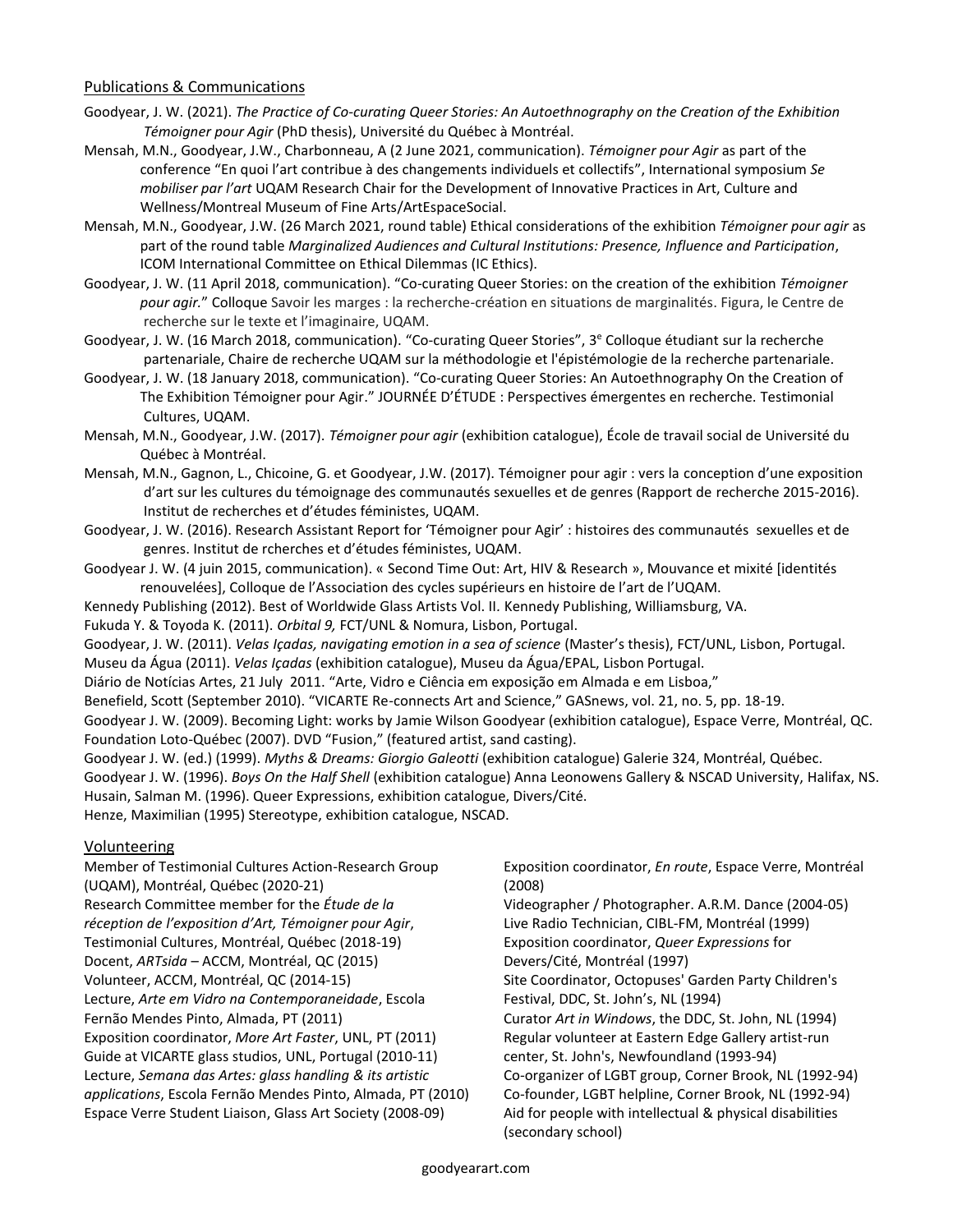## Publications & Communications

Goodyear, J. W. (2021). *The Practice of Co-curating Queer Stories: An Autoethnography on the Creation of the Exhibition Témoigner pour Agir* (PhD thesis), Université du Québec à Montréal.

Mensah, M.N., Goodyear, J.W., Charbonneau, A (2 June 2021, communication). *Témoigner pour Agir* as part of the conference "En quoi l'art contribue à des changements individuels et collectifs", International symposium *Se mobiliser par l'art* UQAM Research Chair for the Development of Innovative Practices in Art, Culture and Wellness/Montreal Museum of Fine Arts/ArtEspaceSocial.

Mensah, M.N., Goodyear, J.W. (26 March 2021, round table) Ethical considerations of the exhibition *Témoigner pour agir* as part of the round table *Marginalized Audiences and Cultural Institutions: Presence, Influence and Participation*, ICOM International Committee on Ethical Dilemmas (IC Ethics).

Goodyear, J. W. (11 April 2018, communication). "Co-curating Queer Stories: on the creation of the exhibition *Témoigner pour agir.*" Colloque Savoir les marges : la recherche-création en situations de marginalités. Figura, le Centre de recherche sur le texte et l'imaginaire, UQAM.

Goodyear, J. W. (16 March 2018, communication). "Co-curating Queer Stories", 3e Colloque étudiant sur la recherche partenariale, Chaire de recherche UQAM sur la méthodologie et l'épistémologie de la recherche partenariale.

Goodyear, J. W. (18 January 2018, communication). "Co-curating Queer Stories: An Autoethnography On the Creation of The Exhibition Témoigner pour Agir." JOURNÉE D'ÉTUDE : Perspectives émergentes en recherche. Testimonial Cultures, UQAM.

Mensah, M.N., Goodyear, J.W. (2017). *Témoigner pour agir* (exhibition catalogue), École de travail social de Université du Québec à Montréal.

Mensah, M.N., Gagnon, L., Chicoine, G. et Goodyear, J.W. (2017). Témoigner pour agir : vers la conception d'une exposition d'art sur les cultures du témoignage des communautés sexuelles et de genres (Rapport de recherche 2015-2016). Institut de recherches et d'études féministes, UQAM.

Goodyear, J. W. (2016). Research Assistant Report for 'Témoigner pour Agir' : histoires des communautés sexuelles et de genres. Institut de rcherches et d'études féministes, UQAM.

Goodyear J. W. (4 juin 2015, communication). « Second Time Out: Art, HIV & Research », Mouvance et mixité [identités renouvelées], Colloque de l'Association des cycles supérieurs en histoire de l'art de l'UQAM.

Kennedy Publishing (2012). Best of Worldwide Glass Artists Vol. II. Kennedy Publishing, Williamsburg, VA.

Fukuda Y. & Toyoda K. (2011). *Orbital 9,* FCT/UNL & Nomura, Lisbon, Portugal.

Goodyear, J. W. (2011). *Velas Içadas, navigating emotion in a sea of science* (Master's thesis), FCT/UNL, Lisbon, Portugal.

Museu da Água (2011). *Velas Içadas* (exhibition catalogue), Museu da Água/EPAL, Lisbon Portugal.

Diário de Notícias Artes, 21 July 2011. "Arte, Vidro e Ciência em exposição em Almada e em Lisboa,"

Benefield, Scott (September 2010). "VICARTE Re-connects Art and Science," GASnews, vol. 21, no. 5, pp. 18-19.

Goodyear J. W. (2009). Becoming Light: works by Jamie Wilson Goodyear (exhibition catalogue), Espace Verre, Montréal, QC.

Foundation Loto-Québec (2007). DVD "Fusion," (featured artist, sand casting).

Goodyear J. W. (ed.) (1999). *Myths & Dreams: Giorgio Galeotti* (exhibition catalogue) Galerie 324, Montréal, Québec.

Goodyear J. W. (1996). *Boys On the Half Shell* (exhibition catalogue) Anna Leonowens Gallery & NSCAD University, Halifax, NS.

Husain, Salman M. (1996). Queer Expressions, exhibition catalogue, Divers/Cité.

Henze, Maximilian (1995) Stereotype, exhibition catalogue, NSCAD.

## Volunteering

Member of Testimonial Cultures Action-Research Group (UQAM), Montréal, Québec (2020-21)

Research Committee member for the *Étude de la réception de l'exposition d'Art, Témoigner pour Agir*, Testimonial Cultures, Montréal, Québec (2018-19)

Docent, *ARTsida* – ACCM, Montréal, QC (2015)

Volunteer, ACCM, Montréal, QC (2014-15)

Lecture, *Arte em Vidro na Contemporaneidade*, Escola Fernão Mendes Pinto, Almada, PT (2011)

Exposition coordinator, *More Art Faster*, UNL, PT (2011)

Guide at VICARTE glass studios, UNL, Portugal (2010-11)

Lecture, *Semana das Artes: glass handling & its artistic applications*, Escola Fernão Mendes Pinto, Almada, PT (2010)

Espace Verre Student Liaison, Glass Art Society (2008-09)

Exposition coordinator, *En route*, Espace Verre, Montréal (2008)

Videographer / Photographer. A.R.M. Dance (2004-05)

Live Radio Technician, CIBL-FM, Montréal (1999)

Exposition coordinator, *Queer Expressions* for Devers/Cité, Montréal (1997)

Site Coordinator, Octopuses' Garden Party Children's Festival, DDC, St. John's, NL (1994)

Curator *Art in Windows*, the DDC, St. John, NL (1994)

Regular volunteer at Eastern Edge Gallery artist-run center, St. John's, Newfoundland (1993-94)

Co-organizer of LGBT group, Corner Brook, NL (1992-94)

Co-founder, LGBT helpline, Corner Brook, NL (1992-94)

Aid for people with intellectual & physical disabilities (secondary school)